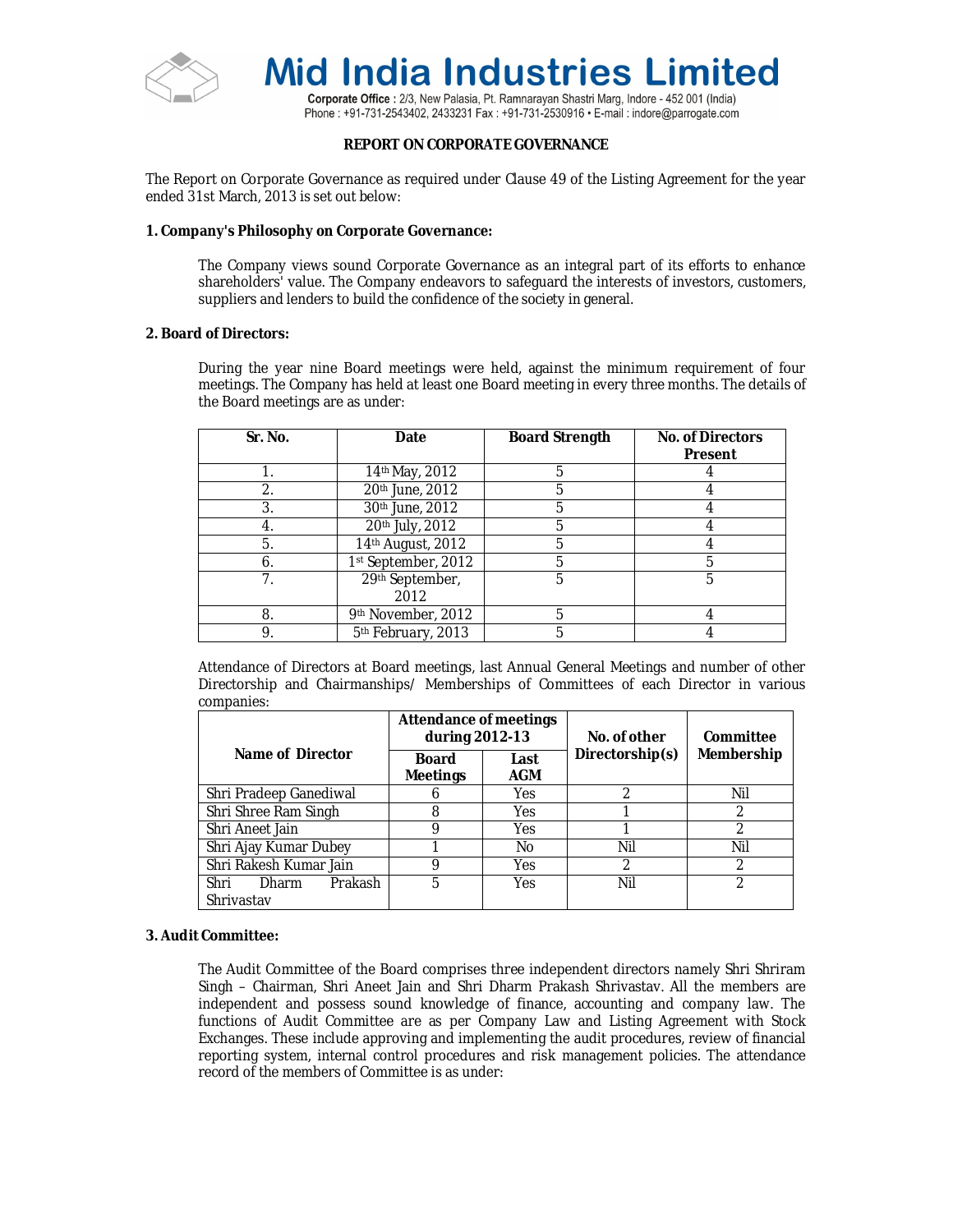# Mid India Industries Limited

**Corporate Office :** 2/3, New Palasia, Pt. Ramnarayan Shastri Marg, Indore - 452 001 (India)
Phone : +91-731-2543402, 2433231 Fax : +91-731-2530916 • E-mail : indore@parrogate.com

## REPORT ON CORPORATE GOVERNANCE

The Report on Corporate Governance as required under Clause 49 of the Listing Agreement for the year ended 31st March, 2013 is set out below:

### 1. Company's Philosophy on Corporate Governance:

The Company views sound Corporate Governance as an integral part of its efforts to enhance shareholders' value. The Company endeavors to safeguard the interests of investors, customers, suppliers and lenders to build the confidence of the society in general.

### 2. Board of Directors:

During the year nine Board meetings were held, against the minimum requirement of four meetings. The Company has held at least one Board meeting in every three months. The details of the Board meetings are as under:

| Sr. No. | Date | Board Strength | No. of Directors Present |
|---|---|---|---|
| 1. | 14th May, 2012 | 5 | 4 |
| 2. | 20th June, 2012 | 5 | 4 |
| 3. | 30th June, 2012 | 5 | 4 |
| 4. | 20th July, 2012 | 5 | 4 |
| 5. | 14th August, 2012 | 5 | 4 |
| 6. | 1st September, 2012 | 5 | 5 |
| 7. | 29th September, 2012 | 5 | 5 |
| 8. | 9th November, 2012 | 5 | 4 |
| 9. | 5th February, 2013 | 5 | 4 |

Attendance of Directors at Board meetings, last Annual General Meetings and number of other Directorship and Chairmanships/ Memberships of Committees of each Director in various companies:

| Name of Director | Attendance of meetings during 2012-13 | | No. of other Directorship(s) | Committee Membership |
|---|---|---|---|---|
| | Board Meetings | Last AGM | | |
| Shri Pradeep Ganediwal | 6 | Yes | 2 | Nil |
| Shri Shree Ram Singh | 8 | Yes | 1 | 2 |
| Shri Aneet Jain | 9 | Yes | 1 | 2 |
| Shri Ajay Kumar Dubey | 1 | No | Nil | Nil |
| Shri Rakesh Kumar Jain | 9 | Yes | 2 | 2 |
| Shri Dharm Prakash Shrivastav | 5 | Yes | Nil | 2 |

### 3. Audit Committee:

The Audit Committee of the Board comprises three independent directors namely Shri Shriram Singh – Chairman, Shri Aneet Jain and Shri Dharm Prakash Shrivastav. All the members are independent and possess sound knowledge of finance, accounting and company law. The functions of Audit Committee are as per Company Law and Listing Agreement with Stock Exchanges. These include approving and implementing the audit procedures, review of financial reporting system, internal control procedures and risk management policies. The attendance record of the members of Committee is as under: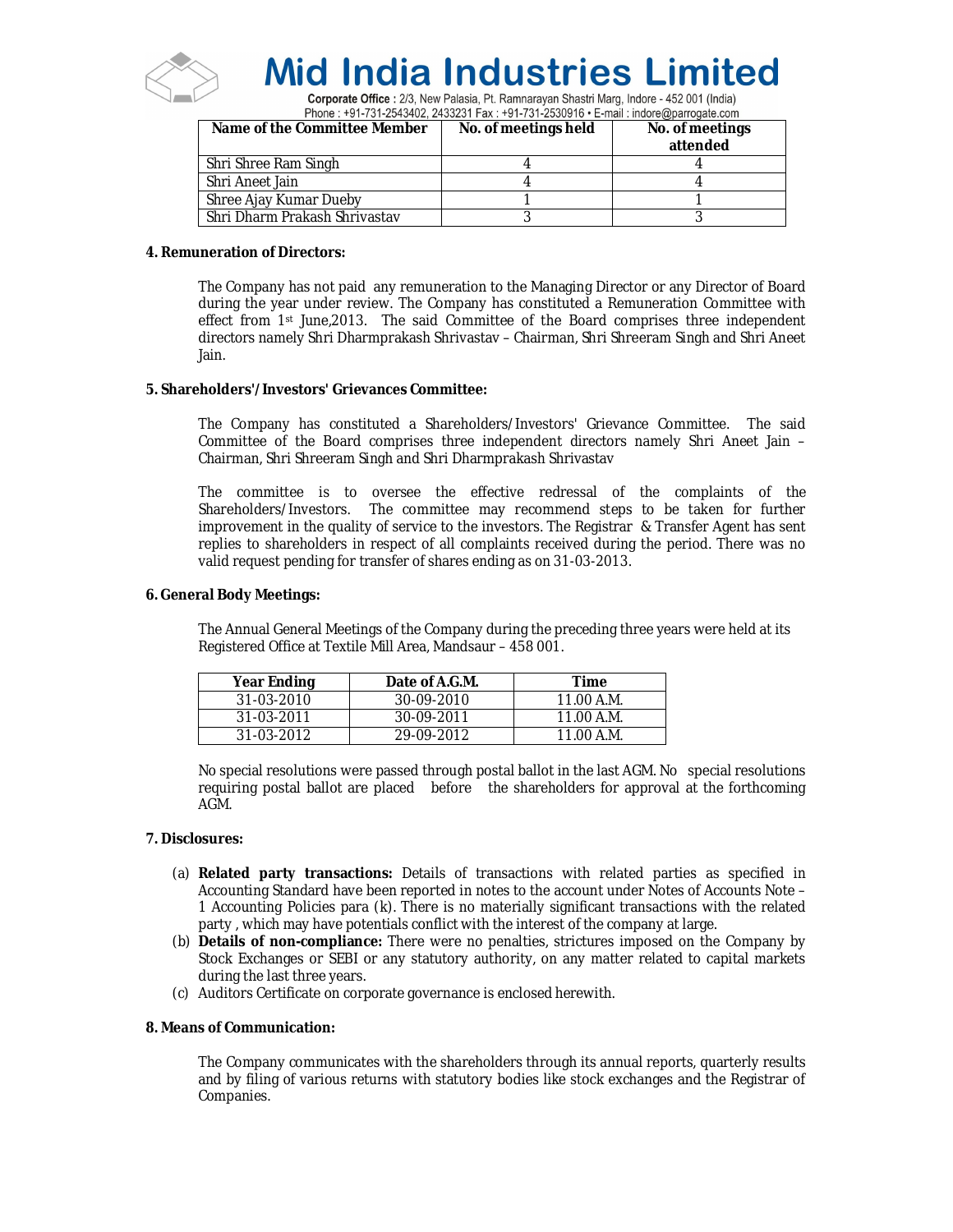| Name of the Committee Member | No. of meetings held | No. of meetings attended |
|---|---|---|
| Shri Shree Ram Singh | 4 | 4 |
| Shri Aneet Jain | 4 | 4 |
| Shree Ajay Kumar Dueby | 1 | 1 |
| Shri Dharm Prakash Shrivastav | 3 | 3 |

**4. Remuneration of Directors:**

The Company has not paid any remuneration to the Managing Director or any Director of Board during the year under review. The Company has constituted a Remuneration Committee with effect from 1st June,2013. The said Committee of the Board comprises three independent directors namely Shri Dharmprakash Shrivastav – Chairman, Shri Shreeram Singh and Shri Aneet Jain.

**5. Shareholders'/Investors' Grievances Committee:**

The Company has constituted a Shareholders/Investors' Grievance Committee. The said Committee of the Board comprises three independent directors namely Shri Aneet Jain – Chairman, Shri Shreeram Singh and Shri Dharmprakash Shrivastav

The committee is to oversee the effective redressal of the complaints of the Shareholders/Investors. The committee may recommend steps to be taken for further improvement in the quality of service to the investors. The Registrar & Transfer Agent has sent replies to shareholders in respect of all complaints received during the period. There was no valid request pending for transfer of shares ending as on 31-03-2013.

**6. General Body Meetings:**

The Annual General Meetings of the Company during the preceding three years were held at its Registered Office at Textile Mill Area, Mandsaur – 458 001.

| Year Ending | Date of A.G.M. | Time |
|---|---|---|
| 31-03-2010 | 30-09-2010 | 11.00 A.M. |
| 31-03-2011 | 30-09-2011 | 11.00 A.M. |
| 31-03-2012 | 29-09-2012 | 11.00 A.M. |

No special resolutions were passed through postal ballot in the last AGM. No special resolutions requiring postal ballot are placed before the shareholders for approval at the forthcoming AGM.

**7. Disclosures:**

(a) **Related party transactions:** Details of transactions with related parties as specified in Accounting Standard have been reported in notes to the account under Notes of Accounts Note – 1 Accounting Policies para (k). There is no materially significant transactions with the related party , which may have potentials conflict with the interest of the company at large.

(b) **Details of non-compliance:** There were no penalties, strictures imposed on the Company by Stock Exchanges or SEBI or any statutory authority, on any matter related to capital markets during the last three years.

(c) Auditors Certificate on corporate governance is enclosed herewith.

**8. Means of Communication:**

The Company communicates with the shareholders through its annual reports, quarterly results and by filing of various returns with statutory bodies like stock exchanges and the Registrar of Companies.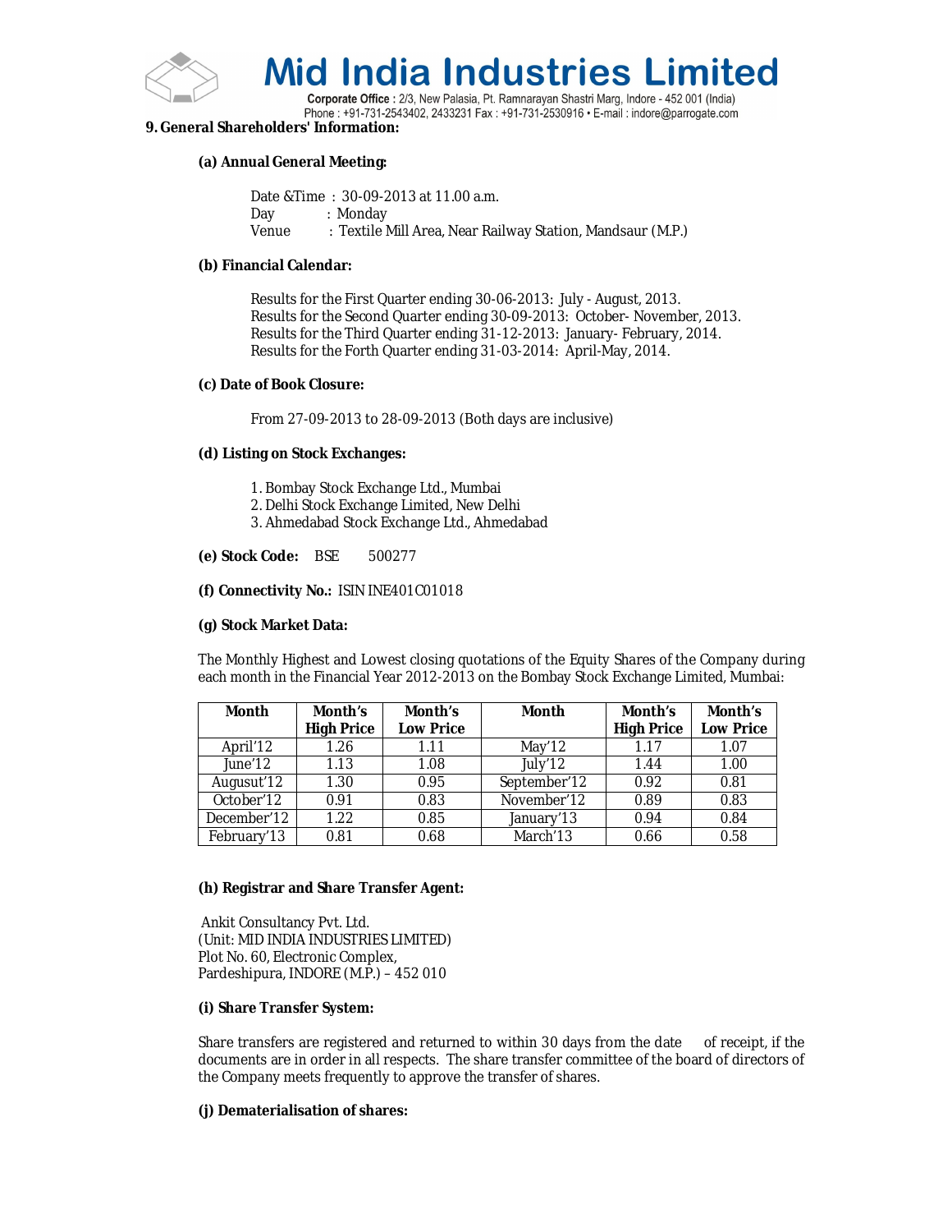## 9. General Shareholders' Information:

### (a) Annual General Meeting:

Date &Time : 30-09-2013 at 11.00 a.m.
Day : Monday
Venue : Textile Mill Area, Near Railway Station, Mandsaur (M.P.)

### (b) Financial Calendar:

Results for the First Quarter ending 30-06-2013: July - August, 2013.
Results for the Second Quarter ending 30-09-2013: October- November, 2013.
Results for the Third Quarter ending 31-12-2013: January- February, 2014.
Results for the Forth Quarter ending 31-03-2014: April-May, 2014.

### (c) Date of Book Closure:

From 27-09-2013 to 28-09-2013 (Both days are inclusive)

### (d) Listing on Stock Exchanges:

1. Bombay Stock Exchange Ltd., Mumbai
2. Delhi Stock Exchange Limited, New Delhi
3. Ahmedabad Stock Exchange Ltd., Ahmedabad

**(e) Stock Code:** BSE 500277

**(f) Connectivity No.:** ISIN INE401C01018

### (g) Stock Market Data:

The Monthly Highest and Lowest closing quotations of the Equity Shares of the Company during each month in the Financial Year 2012-2013 on the Bombay Stock Exchange Limited, Mumbai:

| Month | Month's High Price | Month's Low Price | Month | Month's High Price | Month's Low Price |
|---|---|---|---|---|---|
| April'12 | 1.26 | 1.11 | May'12 | 1.17 | 1.07 |
| June'12 | 1.13 | 1.08 | July'12 | 1.44 | 1.00 |
| Augusut'12 | 1.30 | 0.95 | September'12 | 0.92 | 0.81 |
| October'12 | 0.91 | 0.83 | November'12 | 0.89 | 0.83 |
| December'12 | 1.22 | 0.85 | January'13 | 0.94 | 0.84 |
| February'13 | 0.81 | 0.68 | March'13 | 0.66 | 0.58 |

### (h) Registrar and Share Transfer Agent:

Ankit Consultancy Pvt. Ltd.
(Unit: MID INDIA INDUSTRIES LIMITED)
Plot No. 60, Electronic Complex,
Pardeshipura, INDORE (M.P.) – 452 010

### (i) Share Transfer System:

Share transfers are registered and returned to within 30 days from the date of receipt, if the documents are in order in all respects. The share transfer committee of the board of directors of the Company meets frequently to approve the transfer of shares.

### (j) Dematerialisation of shares: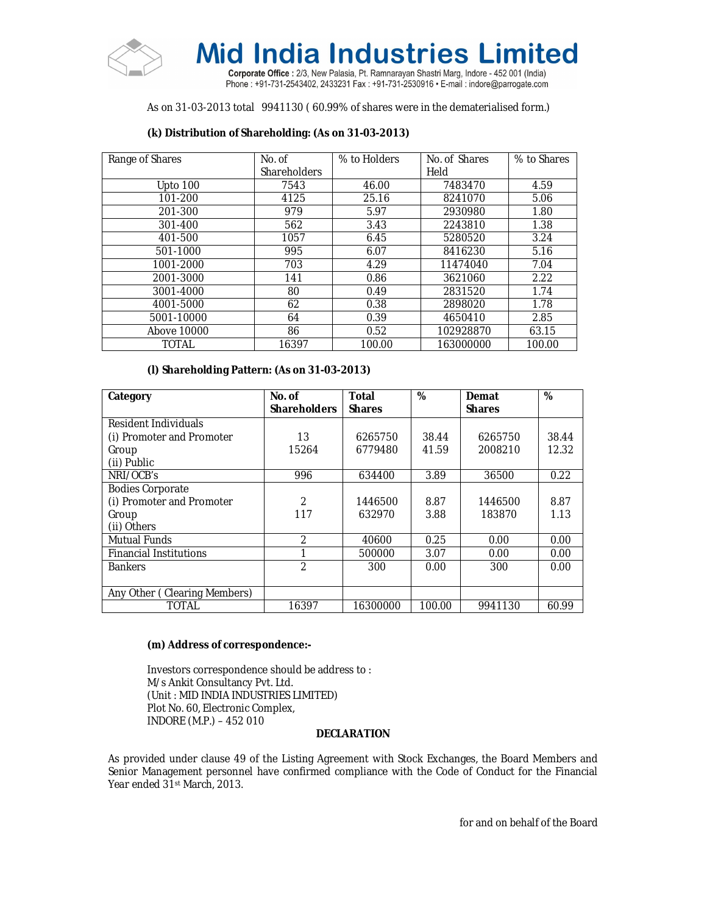As on 31-03-2013 total 9941130 ( 60.99% of shares were in the dematerialised form.)

**(k) Distribution of Shareholding: (As on 31-03-2013)**

| Range of Shares | No. of Shareholders | % to Holders | No. of Shares Held | % to Shares |
|---|---|---|---|---|
| Upto 100 | 7543 | 46.00 | 7483470 | 4.59 |
| 101-200 | 4125 | 25.16 | 8241070 | 5.06 |
| 201-300 | 979 | 5.97 | 2930980 | 1.80 |
| 301-400 | 562 | 3.43 | 2243810 | 1.38 |
| 401-500 | 1057 | 6.45 | 5280520 | 3.24 |
| 501-1000 | 995 | 6.07 | 8416230 | 5.16 |
| 1001-2000 | 703 | 4.29 | 11474040 | 7.04 |
| 2001-3000 | 141 | 0.86 | 3621060 | 2.22 |
| 3001-4000 | 80 | 0.49 | 2831520 | 1.74 |
| 4001-5000 | 62 | 0.38 | 2898020 | 1.78 |
| 5001-10000 | 64 | 0.39 | 4650410 | 2.85 |
| Above 10000 | 86 | 0.52 | 102928870 | 63.15 |
| TOTAL | 16397 | 100.00 | 163000000 | 100.00 |

**(l) Shareholding Pattern: (As on 31-03-2013)**

| Category | No. of Shareholders | Total Shares | % | Demat Shares | % |
|---|---|---|---|---|---|
| Resident Individuals<br>(i) Promoter and Promoter Group<br>(ii) Public | <br>13<br>15264 | <br>6265750<br>6779480 | <br>38.44<br>41.59 | <br>6265750<br>2008210 | <br>38.44<br>12.32 |
| NRI/OCB's | 996 | 634400 | 3.89 | 36500 | 0.22 |
| Bodies Corporate<br>(i) Promoter and Promoter Group<br>(ii) Others | <br>2<br>117 | <br>1446500<br>632970 | <br>8.87<br>3.88 | <br>1446500<br>183870 | <br>8.87<br>1.13 |
| Mutual Funds | 2 | 40600 | 0.25 | 0.00 | 0.00 |
| Financial Institutions | 1 | 500000 | 3.07 | 0.00 | 0.00 |
| Bankers | 2 | 300 | 0.00 | 300 | 0.00 |
| Any Other ( Clearing Members) | | | | | |
| TOTAL | 16397 | 16300000 | 100.00 | 9941130 | 60.99 |

**(m) Address of correspondence:-**

Investors correspondence should be address to :
M/s Ankit Consultancy Pvt. Ltd.
(Unit : MID INDIA INDUSTRIES LIMITED)
Plot No. 60, Electronic Complex,
INDORE (M.P.) – 452 010

**DECLARATION**

As provided under clause 49 of the Listing Agreement with Stock Exchanges, the Board Members and Senior Management personnel have confirmed compliance with the Code of Conduct for the Financial Year ended 31st March, 2013.

for and on behalf of the Board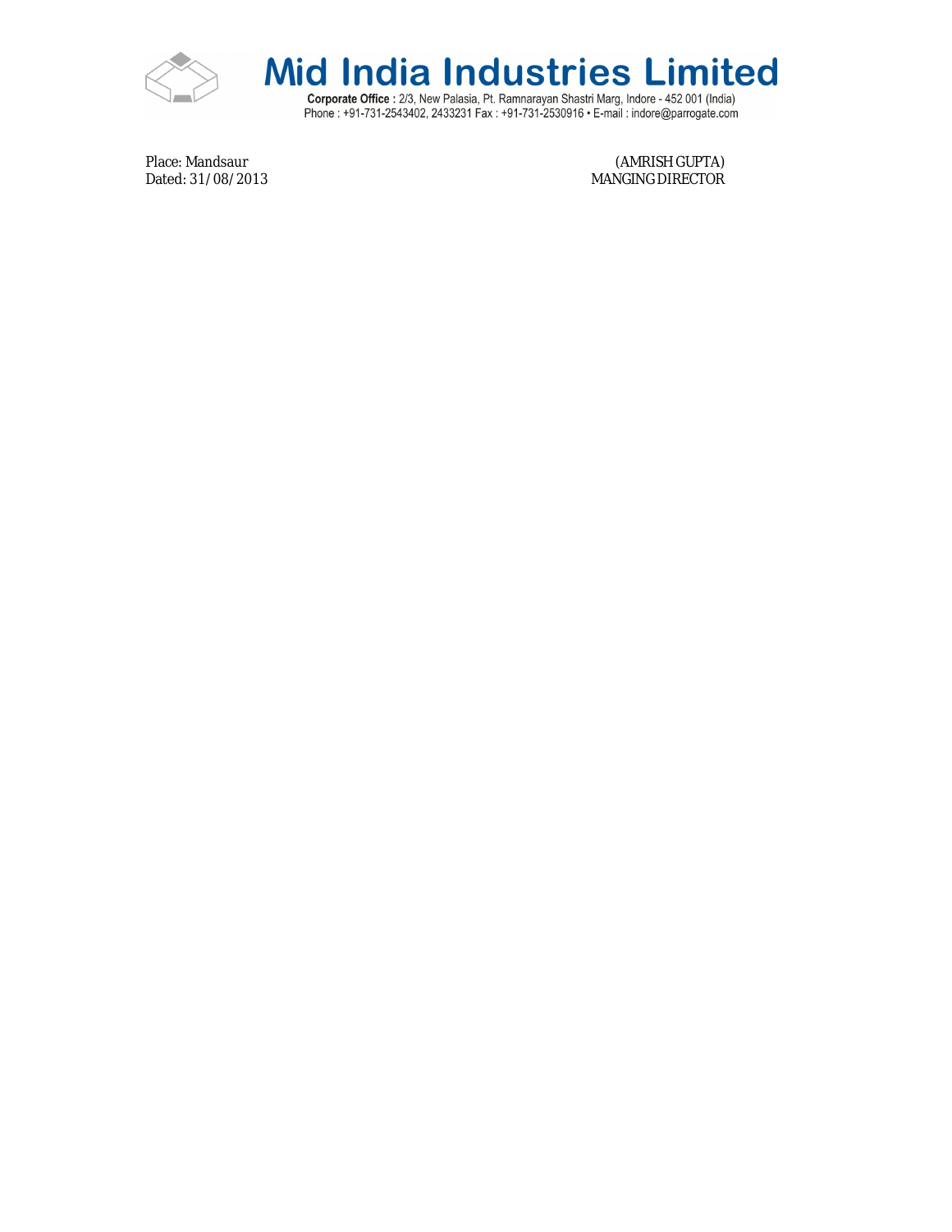# Mid India Industries Limited

**Corporate Office :** 2/3, New Palasia, Pt. Ramnarayan Shastri Marg, Indore - 452 001 (India)
Phone : +91-731-2543402, 2433231 Fax : +91-731-2530916 • E-mail : indore@parrogate.com

Place: Mandsaur
Dated: 31/08/2013

(AMRISH GUPTA)
MANGING DIRECTOR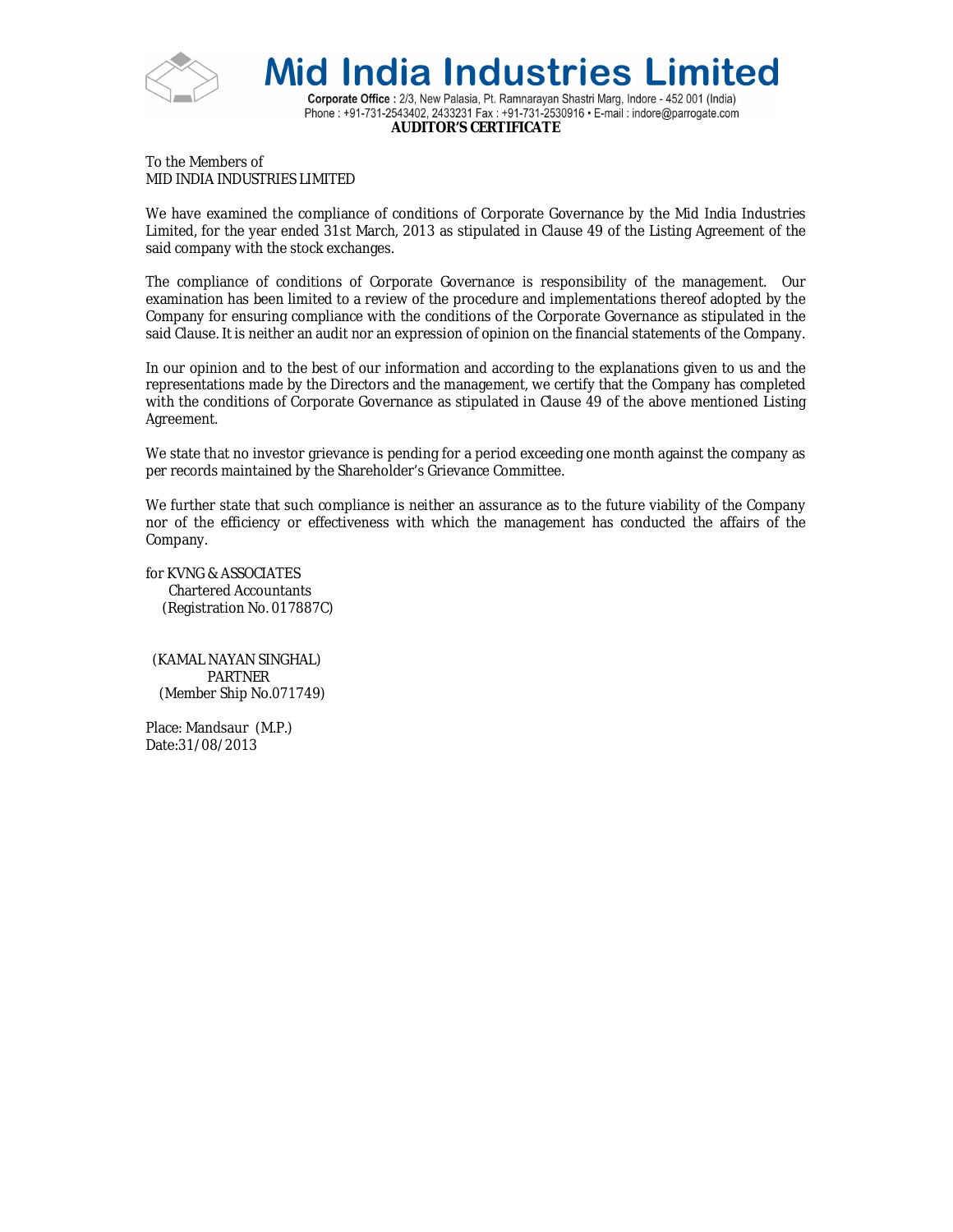# Mid India Industries Limited

**Corporate Office :** 2/3, New Palasia, Pt. Ramnarayan Shastri Marg, Indore - 452 001 (India)
Phone : +91-731-2543402, 2433231 Fax : +91-731-2530916 • E-mail : indore@parrogate.com

## AUDITOR'S CERTIFICATE

To the Members of
MID INDIA INDUSTRIES LIMITED

We have examined the compliance of conditions of Corporate Governance by the Mid India Industries Limited, for the year ended 31st March, 2013 as stipulated in Clause 49 of the Listing Agreement of the said company with the stock exchanges.

The compliance of conditions of Corporate Governance is responsibility of the management. Our examination has been limited to a review of the procedure and implementations thereof adopted by the Company for ensuring compliance with the conditions of the Corporate Governance as stipulated in the said Clause. It is neither an audit nor an expression of opinion on the financial statements of the Company.

In our opinion and to the best of our information and according to the explanations given to us and the representations made by the Directors and the management, we certify that the Company has completed with the conditions of Corporate Governance as stipulated in Clause 49 of the above mentioned Listing Agreement.

We state that no investor grievance is pending for a period exceeding one month against the company as per records maintained by the Shareholder's Grievance Committee.

We further state that such compliance is neither an assurance as to the future viability of the Company nor of the efficiency or effectiveness with which the management has conducted the affairs of the Company.

for KVNG & ASSOCIATES
Chartered Accountants
(Registration No. 017887C)

(KAMAL NAYAN SINGHAL)
PARTNER
(Member Ship No.071749)

Place: Mandsaur (M.P.)
Date:31/08/2013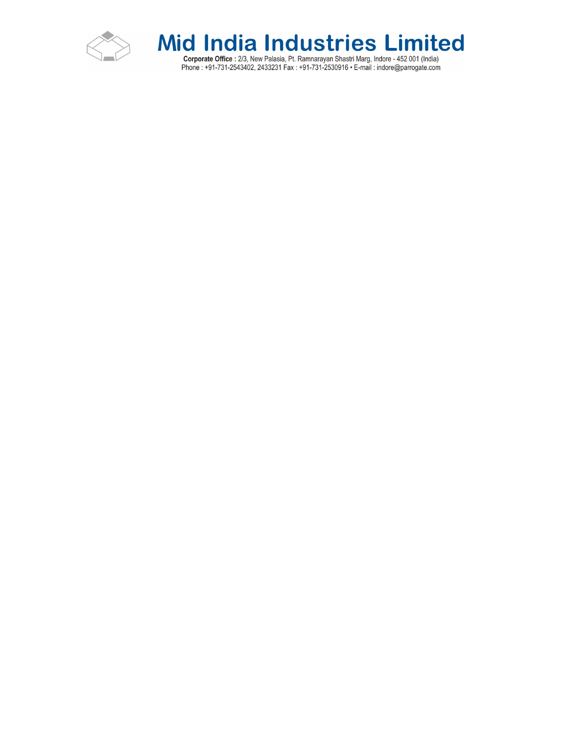# Mid India Industries Limited

**Corporate Office :** 2/3, New Palasia, Pt. Ramnarayan Shastri Marg, Indore - 452 001 (India)
Phone : +91-731-2543402, 2433231 Fax : +91-731-2530916 • E-mail : indore@parrogate.com